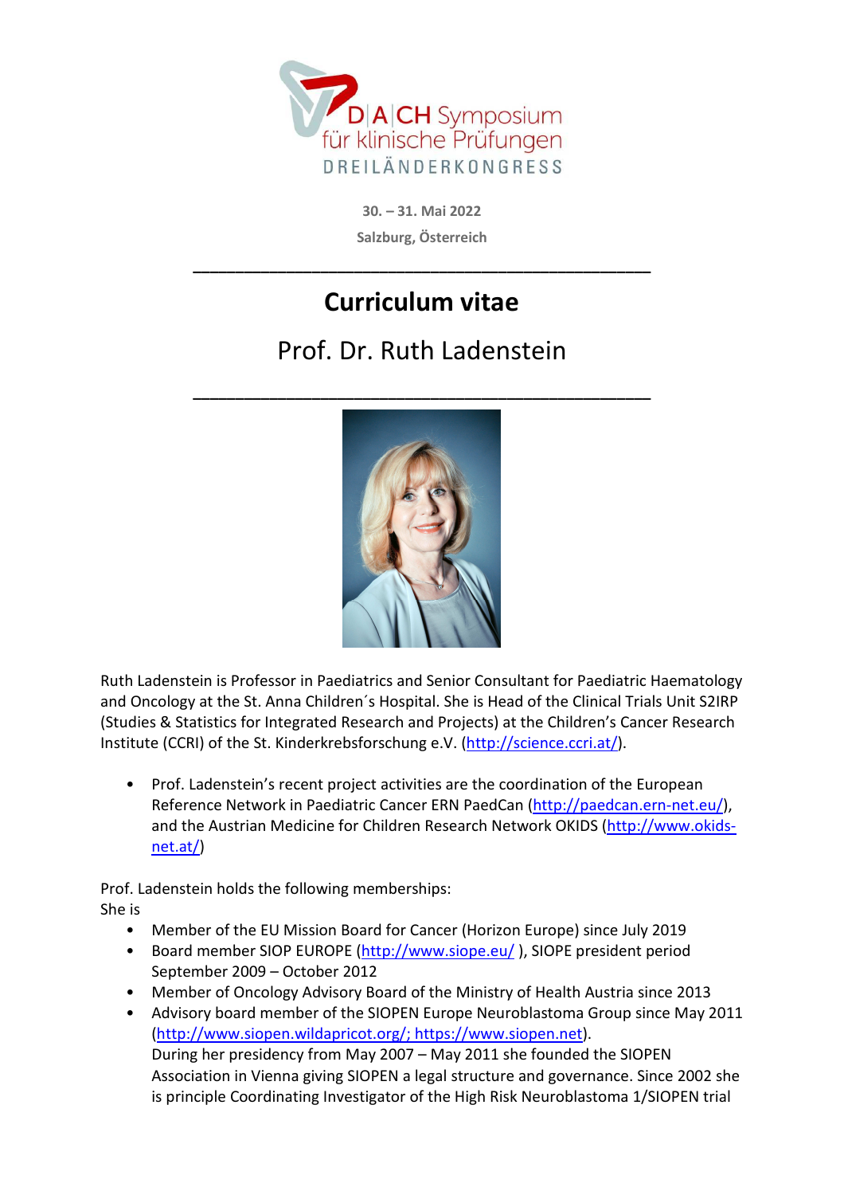D|A|CH Symposium für klinische Prüfungen

DREILÄNDERKONGRESS

30. – 31. Mai 2022

Salzburg, Österreich

---

# Curriculum vitae

## Prof. Dr. Ruth Ladenstein

---

Ruth Ladenstein is Professor in Paediatrics and Senior Consultant for Paediatric Haematology and Oncology at the St. Anna Children´s Hospital. She is Head of the Clinical Trials Unit S2IRP (Studies & Statistics for Integrated Research and Projects) at the Children's Cancer Research Institute (CCRI) of the St. Kinderkrebsforschung e.V. (http://science.ccri.at/).

- Prof. Ladenstein's recent project activities are the coordination of the European Reference Network in Paediatric Cancer ERN PaedCan (http://paedcan.ern-net.eu/), and the Austrian Medicine for Children Research Network OKIDS (http://www.okids-net.at/)

Prof. Ladenstein holds the following memberships:
She is

- Member of the EU Mission Board for Cancer (Horizon Europe) since July 2019
- Board member SIOP EUROPE (http://www.siope.eu/ ), SIOPE president period September 2009 – October 2012
- Member of Oncology Advisory Board of the Ministry of Health Austria since 2013
- Advisory board member of the SIOPEN Europe Neuroblastoma Group since May 2011 (http://www.siopen.wildapricot.org/; https://www.siopen.net).
  During her presidency from May 2007 – May 2011 she founded the SIOPEN Association in Vienna giving SIOPEN a legal structure and governance. Since 2002 she is principle Coordinating Investigator of the High Risk Neuroblastoma 1/SIOPEN trial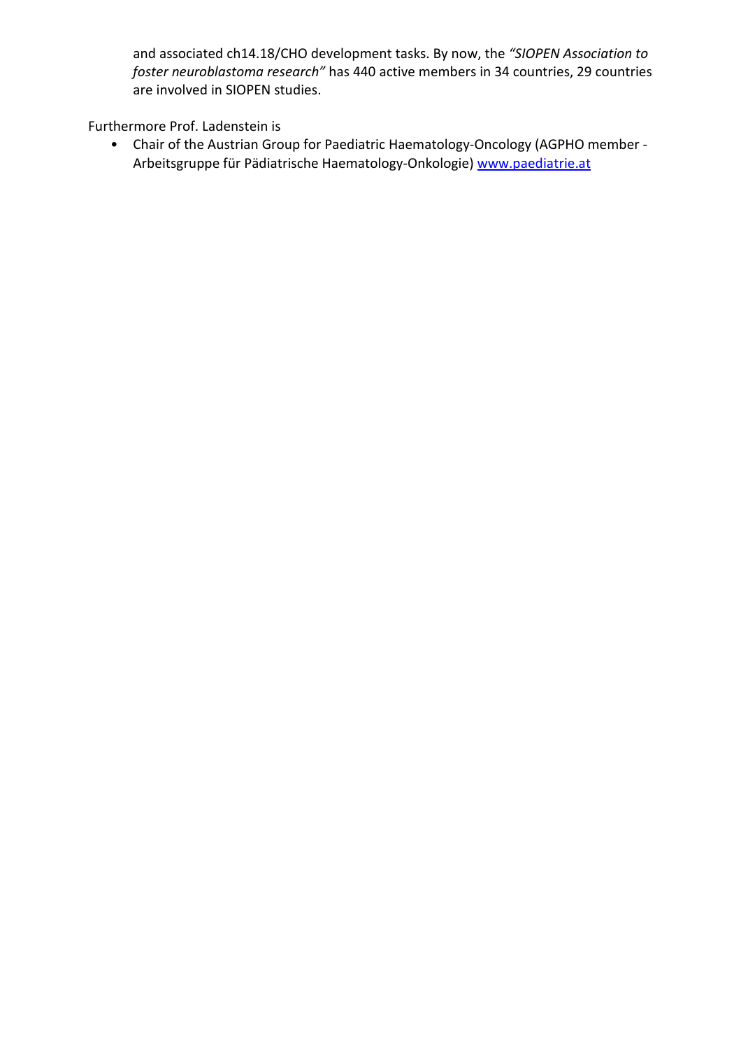and associated ch14.18/CHO development tasks. By now, the *"SIOPEN Association to foster neuroblastoma research"* has 440 active members in 34 countries, 29 countries are involved in SIOPEN studies.

Furthermore Prof. Ladenstein is

- Chair of the Austrian Group for Paediatric Haematology-Oncology (AGPHO member - Arbeitsgruppe für Pädiatrische Haematology-Onkologie) [www.paediatrie.at](http://www.paediatrie.at)